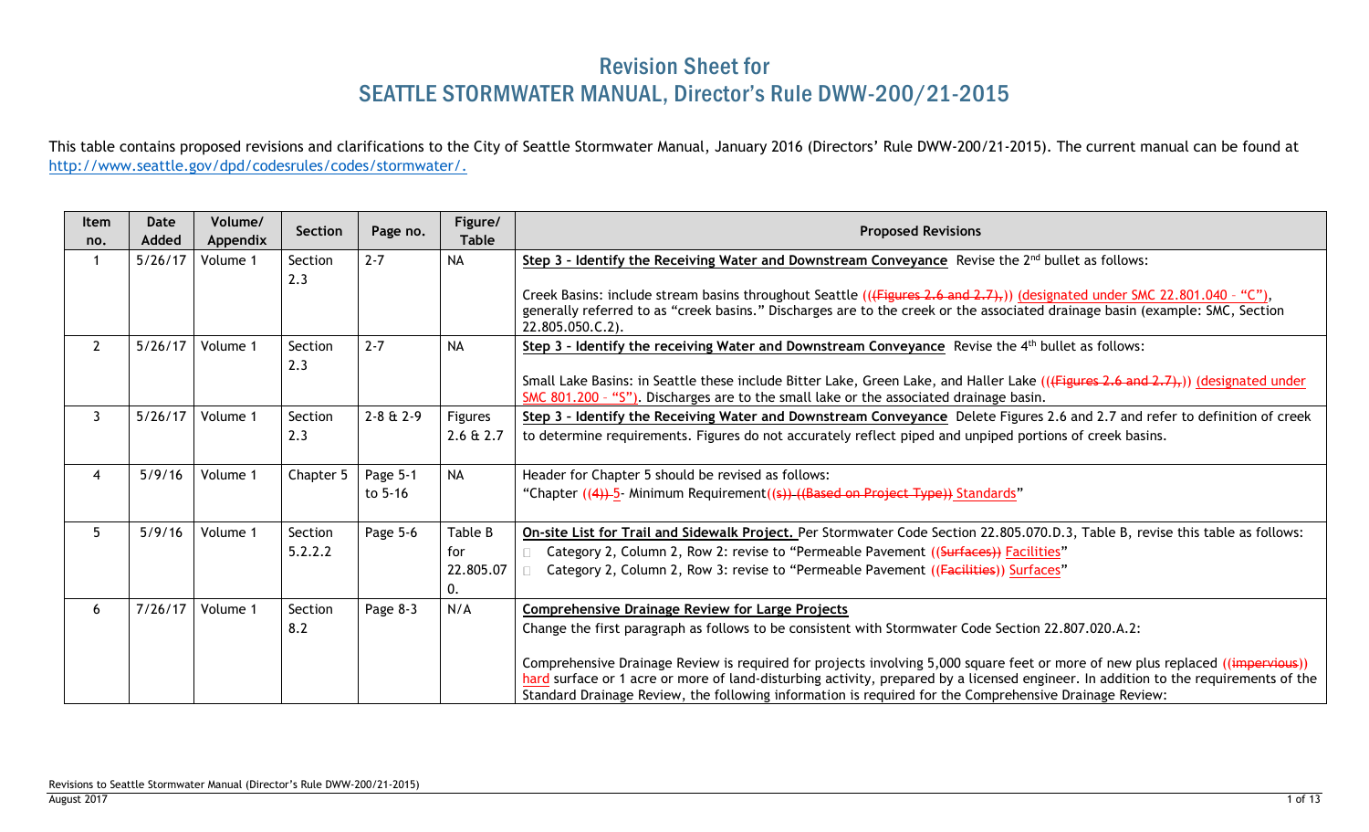# Revision Sheet for SEATTLE STORMWATER MANUAL, Director's Rule DWW-200/21-2015

This table contains proposed revisions and clarifications to the City of Seattle Stormwater Manual, January 2016 (Directors' Rule DWW-200/21-2015). The current manual can be found at http://www.seattle.gov/dpd/codesrules/codes/stormwater/.

| Item no. | Date Added | Volume/ Appendix | Section | Page no. | Figure/ Table | Proposed Revisions |
|---|---|---|---|---|---|---|
| 1 | 5/26/17 | Volume 1 | Section 2.3 | 2-7 | NA | **Step 3 - Identify the Receiving Water and Downstream Conveyance** Revise the 2nd bullet as follows:<br><br>Creek Basins: include stream basins throughout Seattle (((Figures 2.6 and 2.7),)) (designated under SMC 22.801.040 – "C"), generally referred to as "creek basins." Discharges are to the creek or the associated drainage basin (example: SMC, Section 22.805.050.C.2). |
| 2 | 5/26/17 | Volume 1 | Section 2.3 | 2-7 | NA | **Step 3 - Identify the receiving Water and Downstream Conveyance** Revise the 4th bullet as follows:<br><br>Small Lake Basins: in Seattle these include Bitter Lake, Green Lake, and Haller Lake (((Figures 2.6 and 2.7),)) (designated under SMC 801.200 – "S"). Discharges are to the small lake or the associated drainage basin. |
| 3 | 5/26/17 | Volume 1 | Section 2.3 | 2-8 & 2-9 | Figures 2.6 & 2.7 | **Step 3 - Identify the Receiving Water and Downstream Conveyance** Delete Figures 2.6 and 2.7 and refer to definition of creek to determine requirements. Figures do not accurately reflect piped and unpiped portions of creek basins. |
| 4 | 5/9/16 | Volume 1 | Chapter 5 | Page 5-1 to 5-16 | NA | Header for Chapter 5 should be revised as follows:<br>"Chapter ((4)) 5- Minimum Requirement((s)) ((Based on Project Type)) Standards" |
| 5 | 5/9/16 | Volume 1 | Section 5.2.2.2 | Page 5-6 | Table B for 22.805.070. | **On-site List for Trail and Sidewalk Project.** Per Stormwater Code Section 22.805.070.D.3, Table B, revise this table as follows:<br>- Category 2, Column 2, Row 2: revise to "Permeable Pavement ((Surfaces)) Facilities"<br>- Category 2, Column 2, Row 3: revise to "Permeable Pavement ((Facilities)) Surfaces" |
| 6 | 7/26/17 | Volume 1 | Section 8.2 | Page 8-3 | N/A | **Comprehensive Drainage Review for Large Projects**<br>Change the first paragraph as follows to be consistent with Stormwater Code Section 22.807.020.A.2:<br><br>Comprehensive Drainage Review is required for projects involving 5,000 square feet or more of new plus replaced ((impervious)) hard surface or 1 acre or more of land-disturbing activity, prepared by a licensed engineer. In addition to the requirements of the Standard Drainage Review, the following information is required for the Comprehensive Drainage Review: |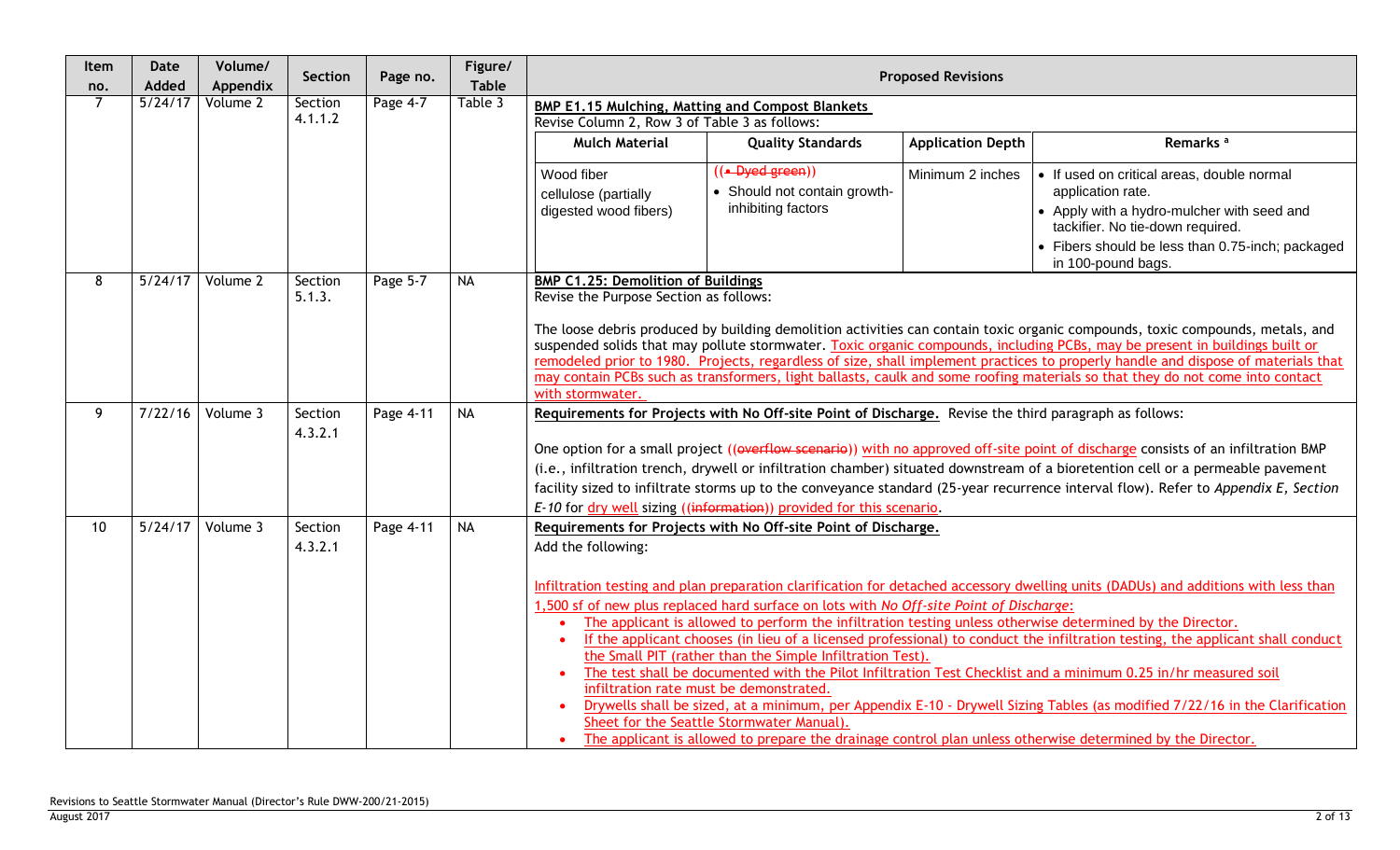| Item no. | Date Added | Volume/ Appendix | Section | Page no. | Figure/ Table | Proposed Revisions |
|---|---|---|---|---|---|---|
| 7 | 5/24/17 | Volume 2 | Section 4.1.1.2 | Page 4-7 | Table 3 | **BMP E1.15 Mulching, Matting and Compost Blankets** Revise Column 2, Row 3 of Table 3 as follows: <br> **Mulch Material:** Wood fiber cellulose (partially digested wood fibers) <br> **Quality Standards:** ~~((• Dyed green))~~ • Should not contain growth-inhibiting factors <br> **Application Depth:** Minimum 2 inches <br> **Remarks [a]:** • If used on critical areas, double normal application rate. • Apply with a hydro-mulcher with seed and tackifier. No tie-down required. • Fibers should be less than 0.75-inch; packaged in 100-pound bags. |
| 8 | 5/24/17 | Volume 2 | Section 5.1.3. | Page 5-7 | NA | **BMP C1.25: Demolition of Buildings** Revise the Purpose Section as follows: <br><br> The loose debris produced by building demolition activities can contain toxic organic compounds, toxic compounds, metals, and suspended solids that may pollute stormwater. <u>Toxic organic compounds, including PCBs, may be present in buildings built or remodeled prior to 1980. Projects, regardless of size, shall implement practices to properly handle and dispose of materials that may contain PCBs such as transformers, light ballasts, caulk and some roofing materials so that they do not come into contact with stormwater.</u> |
| 9 | 7/22/16 | Volume 3 | Section 4.3.2.1 | Page 4-11 | NA | **Requirements for Projects with No Off-site Point of Discharge.** Revise the third paragraph as follows: <br><br> One option for a small project ~~((overflow scenario))~~ <u>with no approved off-site point of discharge</u> consists of an infiltration BMP (i.e., infiltration trench, drywell or infiltration chamber) situated downstream of a bioretention cell or a permeable pavement facility sized to infiltrate storms up to the conveyance standard (25-year recurrence interval flow). Refer to *Appendix E, Section E-10* for <u>dry well</u> sizing ~~((information))~~ <u>provided for this scenario</u>. |
| 10 | 5/24/17 | Volume 3 | Section 4.3.2.1 | Page 4-11 | NA | **Requirements for Projects with No Off-site Point of Discharge.** <br> Add the following: <br><br> <u>Infiltration testing and plan preparation clarification for detached accessory dwelling units (DADUs) and additions with less than 1,500 sf of new plus replaced hard surface on lots with *No Off-site Point of Discharge*:</u> <br> • <u>The applicant is allowed to perform the infiltration testing unless otherwise determined by the Director.</u> <br> • <u>If the applicant chooses (in lieu of a licensed professional) to conduct the infiltration testing, the applicant shall conduct the Small PIT (rather than the Simple Infiltration Test).</u> <br> • <u>The test shall be documented with the Pilot Infiltration Test Checklist and a minimum 0.25 in/hr measured soil infiltration rate must be demonstrated.</u> <br> • <u>Drywells shall be sized, at a minimum, per Appendix E-10 - Drywell Sizing Tables (as modified 7/22/16 in the Clarification Sheet for the Seattle Stormwater Manual).</u> <br> • <u>The applicant is allowed to prepare the drainage control plan unless otherwise determined by the Director.</u> |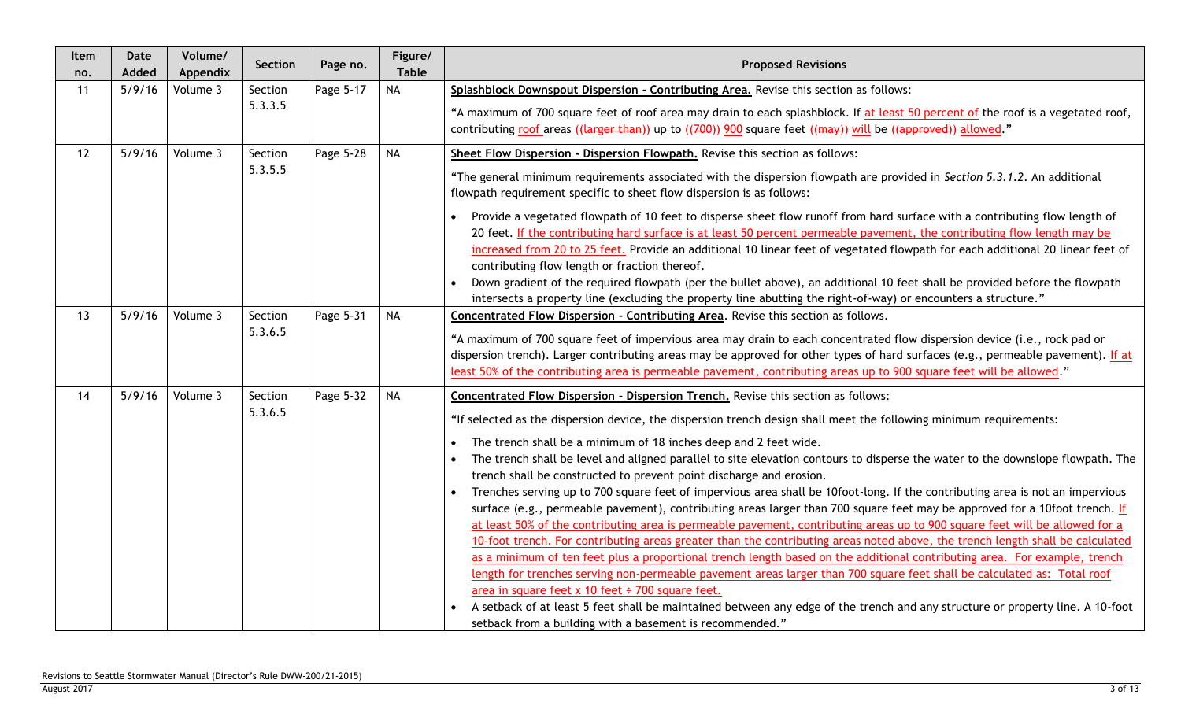| Item no. | Date Added | Volume/ Appendix | Section | Page no. | Figure/ Table | Proposed Revisions |
|---|---|---|---|---|---|---|
| 11 | 5/9/16 | Volume 3 | Section 5.3.3.5 | Page 5-17 | NA | **Splashblock Downspout Dispersion - Contributing Area.** Revise this section as follows:<br><br>"A maximum of 700 square feet of roof area may drain to each splashblock. If at least 50 percent of the roof is a vegetated roof, contributing roof areas ((larger than)) up to ((700)) 900 square feet ((may)) will be ((approved)) allowed." |
| 12 | 5/9/16 | Volume 3 | Section 5.3.5.5 | Page 5-28 | NA | **Sheet Flow Dispersion - Dispersion Flowpath.** Revise this section as follows:<br><br>"The general minimum requirements associated with the dispersion flowpath are provided in *Section 5.3.1.2*. An additional flowpath requirement specific to sheet flow dispersion is as follows:<br><br>• Provide a vegetated flowpath of 10 feet to disperse sheet flow runoff from hard surface with a contributing flow length of 20 feet. If the contributing hard surface is at least 50 percent permeable pavement, the contributing flow length may be increased from 20 to 25 feet. Provide an additional 10 linear feet of vegetated flowpath for each additional 20 linear feet of contributing flow length or fraction thereof.<br>• Down gradient of the required flowpath (per the bullet above), an additional 10 feet shall be provided before the flowpath intersects a property line (excluding the property line abutting the right-of-way) or encounters a structure." |
| 13 | 5/9/16 | Volume 3 | Section 5.3.6.5 | Page 5-31 | NA | **Concentrated Flow Dispersion - Contributing Area**. Revise this section as follows.<br><br>"A maximum of 700 square feet of impervious area may drain to each concentrated flow dispersion device (i.e., rock pad or dispersion trench). Larger contributing areas may be approved for other types of hard surfaces (e.g., permeable pavement). If at least 50% of the contributing area is permeable pavement, contributing areas up to 900 square feet will be allowed." |
| 14 | 5/9/16 | Volume 3 | Section 5.3.6.5 | Page 5-32 | NA | **Concentrated Flow Dispersion - Dispersion Trench.** Revise this section as follows:<br><br>"If selected as the dispersion device, the dispersion trench design shall meet the following minimum requirements:<br><br>• The trench shall be a minimum of 18 inches deep and 2 feet wide.<br>• The trench shall be level and aligned parallel to site elevation contours to disperse the water to the downslope flowpath. The trench shall be constructed to prevent point discharge and erosion.<br>• Trenches serving up to 700 square feet of impervious area shall be 10foot-long. If the contributing area is not an impervious surface (e.g., permeable pavement), contributing areas larger than 700 square feet may be approved for a 10foot trench. If at least 50% of the contributing area is permeable pavement, contributing areas up to 900 square feet will be allowed for a 10-foot trench. For contributing areas greater than the contributing areas noted above, the trench length shall be calculated as a minimum of ten feet plus a proportional trench length based on the additional contributing area. For example, trench length for trenches serving non-permeable pavement areas larger than 700 square feet shall be calculated as: Total roof area in square feet x 10 feet ÷ 700 square feet.<br>• A setback of at least 5 feet shall be maintained between any edge of the trench and any structure or property line. A 10-foot setback from a building with a basement is recommended." |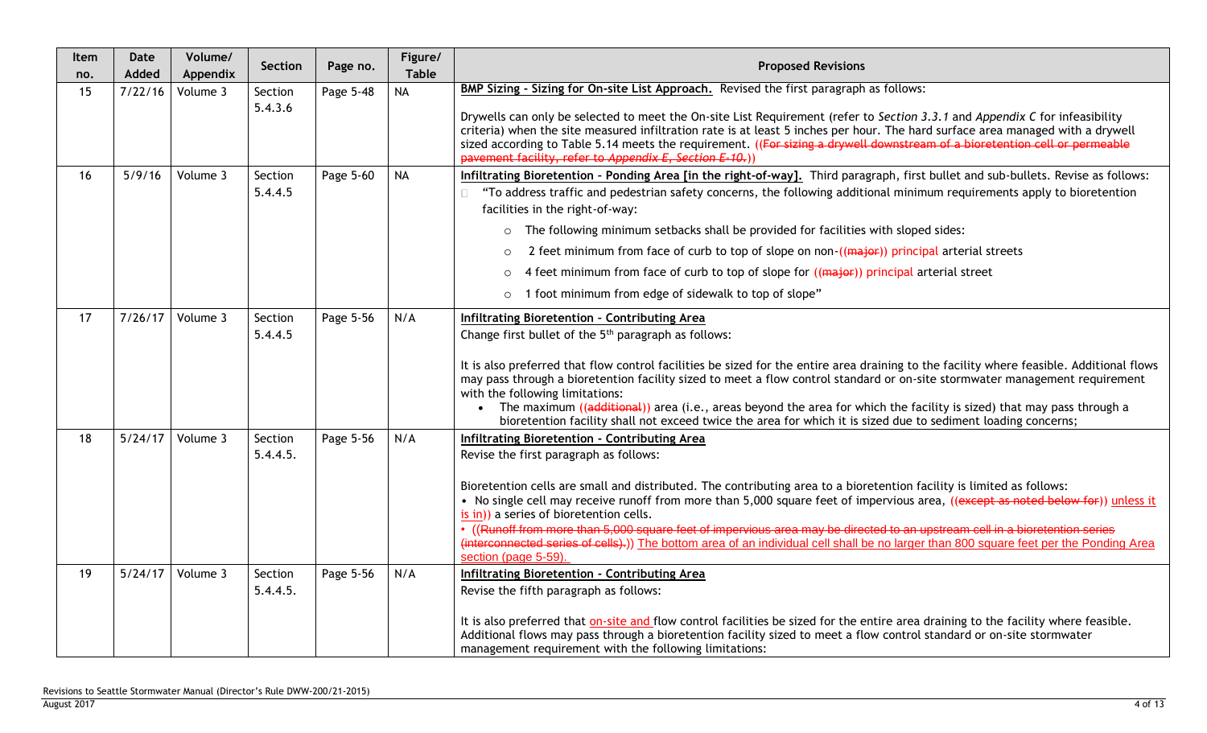| Item no. | Date Added | Volume/ Appendix | Section | Page no. | Figure/ Table | Proposed Revisions |
|---|---|---|---|---|---|---|
| 15 | 7/22/16 | Volume 3 | Section 5.4.3.6 | Page 5-48 | NA | **BMP Sizing - Sizing for On-site List Approach.** Revised the first paragraph as follows:<br><br>Drywells can only be selected to meet the On-site List Requirement (refer to *Section 3.3.1* and *Appendix C* for infeasibility criteria) when the site measured infiltration rate is at least 5 inches per hour. The hard surface area managed with a drywell sized according to Table 5.14 meets the requirement. ((~~For sizing a drywell downstream of a bioretention cell or permeable pavement facility, refer to *Appendix E, Section E-10*.~~)) |
| 16 | 5/9/16 | Volume 3 | Section 5.4.4.5 | Page 5-60 | NA | **Infiltrating Bioretention - Ponding Area [in the right-of-way].** Third paragraph, first bullet and sub-bullets. Revise as follows:<br>• "To address traffic and pedestrian safety concerns, the following additional minimum requirements apply to bioretention facilities in the right-of-way:<br>o The following minimum setbacks shall be provided for facilities with sloped sides:<br>o 2 feet minimum from face of curb to top of slope on non-((~~major~~)) principal arterial streets<br>o 4 feet minimum from face of curb to top of slope for ((~~major~~)) principal arterial street<br>o 1 foot minimum from edge of sidewalk to top of slope" |
| 17 | 7/26/17 | Volume 3 | Section 5.4.4.5 | Page 5-56 | N/A | **Infiltrating Bioretention - Contributing Area**<br>Change first bullet of the 5th paragraph as follows:<br><br>It is also preferred that flow control facilities be sized for the entire area draining to the facility where feasible. Additional flows may pass through a bioretention facility sized to meet a flow control standard or on-site stormwater management requirement with the following limitations:<br>• The maximum ((~~additional~~)) area (i.e., areas beyond the area for which the facility is sized) that may pass through a bioretention facility shall not exceed twice the area for which it is sized due to sediment loading concerns; |
| 18 | 5/24/17 | Volume 3 | Section 5.4.4.5. | Page 5-56 | N/A | **Infiltrating Bioretention - Contributing Area**<br>Revise the first paragraph as follows:<br><br>Bioretention cells are small and distributed. The contributing area to a bioretention facility is limited as follows:<br>• No single cell may receive runoff from more than 5,000 square feet of impervious area, ((~~except as noted below for~~)) unless it is in)) a series of bioretention cells.<br>• ((~~Runoff from more than 5,000 square feet of impervious area may be directed to an upstream cell in a bioretention series (interconnected series of cells).~~)) The bottom area of an individual cell shall be no larger than 800 square feet per the Ponding Area section (page 5-59). |
| 19 | 5/24/17 | Volume 3 | Section 5.4.4.5. | Page 5-56 | N/A | **Infiltrating Bioretention - Contributing Area**<br>Revise the fifth paragraph as follows:<br><br>It is also preferred that on-site and flow control facilities be sized for the entire area draining to the facility where feasible. Additional flows may pass through a bioretention facility sized to meet a flow control standard or on-site stormwater management requirement with the following limitations: |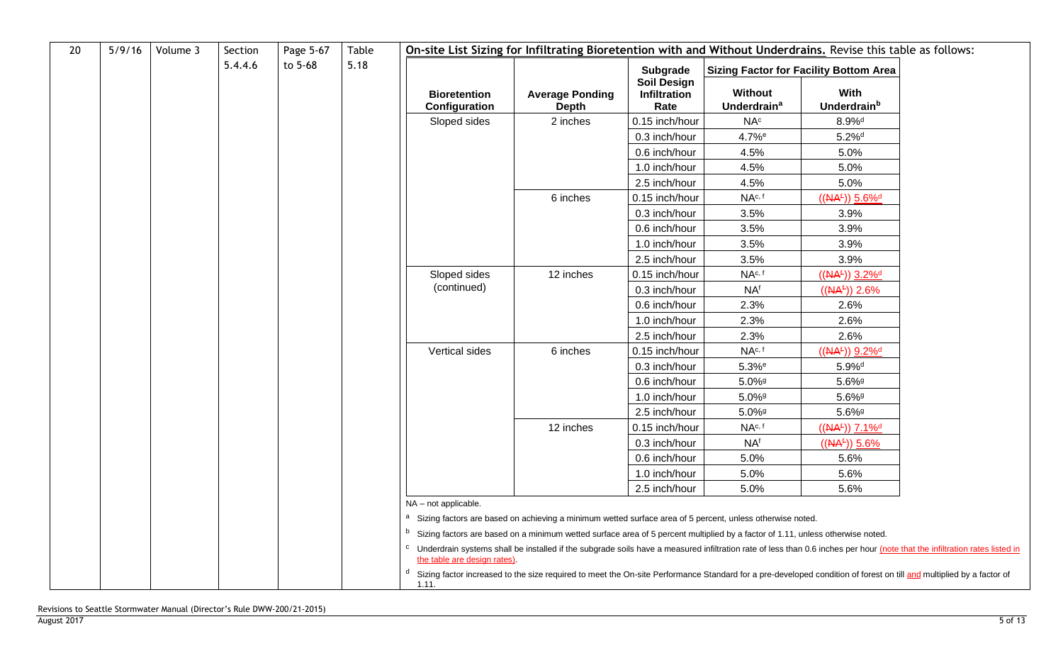| 20 | 5/9/16 | Volume 3 | Section 5.4.4.6 | Page 5-67 to 5-68 | Table 5.18 | **On-site List Sizing for Infiltrating Bioretention with and Without Underdrains.** Revise this table as follows: |
|---|---|---|---|---|---|---|

| Bioretention Configuration | Average Ponding Depth | Subgrade Soil Design Infiltration Rate | Sizing Factor for Facility Bottom Area | |
|---|---|---|---|---|
| | | | Without Underdrain[a] | With Underdrain[b] |
| Sloped sides | 2 inches | 0.15 inch/hour | NA[c] | 8.9%[d] |
| | | 0.3 inch/hour | 4.7%[e] | 5.2%[d] |
| | | 0.6 inch/hour | 4.5% | 5.0% |
| | | 1.0 inch/hour | 4.5% | 5.0% |
| | | 2.5 inch/hour | 4.5% | 5.0% |
| | 6 inches | 0.15 inch/hour | NA[c, f] | ((~~NA[f]~~)) 5.6%[d] |
| | | 0.3 inch/hour | 3.5% | 3.9% |
| | | 0.6 inch/hour | 3.5% | 3.9% |
| | | 1.0 inch/hour | 3.5% | 3.9% |
| | | 2.5 inch/hour | 3.5% | 3.9% |
| Sloped sides (continued) | 12 inches | 0.15 inch/hour | NA[c, f] | ((~~NA[f]~~)) 3.2%[d] |
| | | 0.3 inch/hour | NA[f] | ((~~NA[f]~~)) 2.6% |
| | | 0.6 inch/hour | 2.3% | 2.6% |
| | | 1.0 inch/hour | 2.3% | 2.6% |
| | | 2.5 inch/hour | 2.3% | 2.6% |
| Vertical sides | 6 inches | 0.15 inch/hour | NA[c, f] | ((~~NA[f]~~)) 9.2%[d] |
| | | 0.3 inch/hour | 5.3%[e] | 5.9%[d] |
| | | 0.6 inch/hour | 5.0%[g] | 5.6%[g] |
| | | 1.0 inch/hour | 5.0%[g] | 5.6%[g] |
| | | 2.5 inch/hour | 5.0%[g] | 5.6%[g] |
| | 12 inches | 0.15 inch/hour | NA[c, f] | ((~~NA[f]~~)) 7.1%[d] |
| | | 0.3 inch/hour | NA[f] | ((~~NA[f]~~)) 5.6% |
| | | 0.6 inch/hour | 5.0% | 5.6% |
| | | 1.0 inch/hour | 5.0% | 5.6% |
| | | 2.5 inch/hour | 5.0% | 5.6% |

NA – not applicable.

[a] Sizing factors are based on achieving a minimum wetted surface area of 5 percent, unless otherwise noted.

[b] Sizing factors are based on a minimum wetted surface area of 5 percent multiplied by a factor of 1.11, unless otherwise noted.

[c] Underdrain systems shall be installed if the subgrade soils have a measured infiltration rate of less than 0.6 inches per hour (note that the infiltration rates listed in the table are design rates).

[d] Sizing factor increased to the size required to meet the On-site Performance Standard for a pre-developed condition of forest on till and multiplied by a factor of 1.11.

Revisions to Seattle Stormwater Manual (Director's Rule DWW-200/21-2015)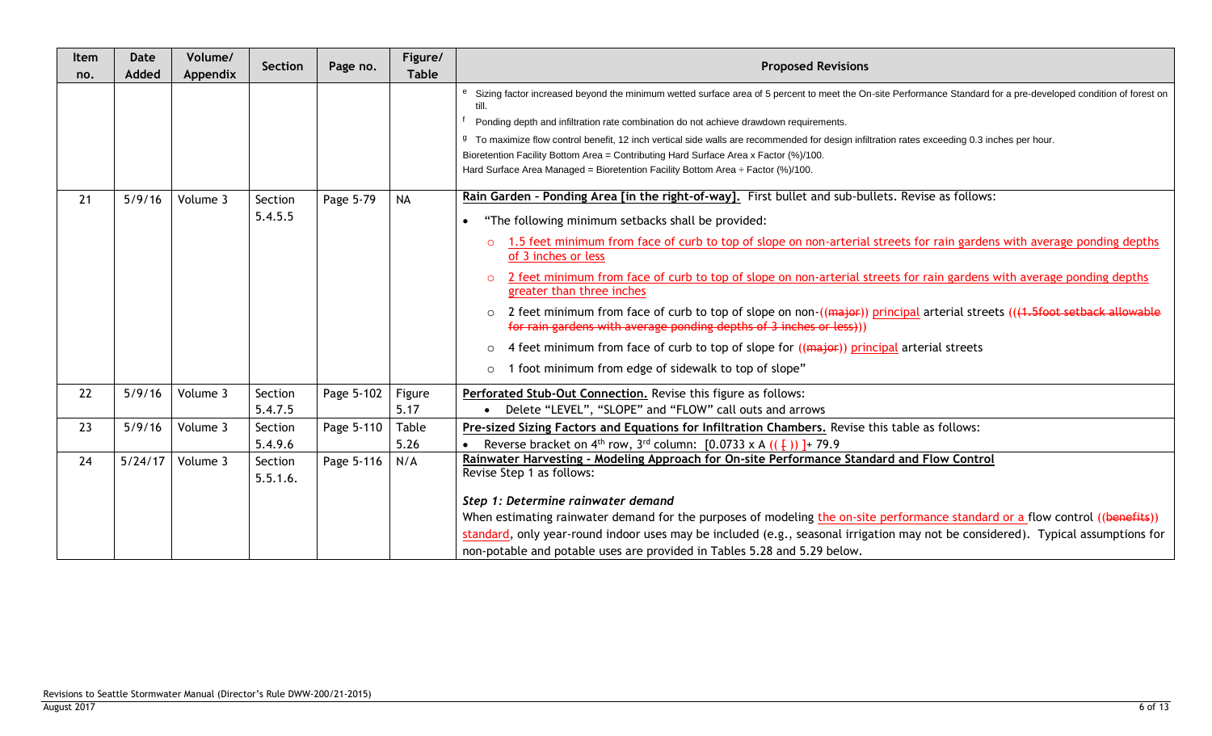| Item no. | Date Added | Volume/ Appendix | Section | Page no. | Figure/ Table | Proposed Revisions |
|---|---|---|---|---|---|---|
| | | | | | | [e] Sizing factor increased beyond the minimum wetted surface area of 5 percent to meet the On-site Performance Standard for a pre-developed condition of forest on till.<br>[f] Ponding depth and infiltration rate combination do not achieve drawdown requirements.<br>[g] To maximize flow control benefit, 12 inch vertical side walls are recommended for design infiltration rates exceeding 0.3 inches per hour.<br>Bioretention Facility Bottom Area = Contributing Hard Surface Area x Factor (%)/100.<br>Hard Surface Area Managed = Bioretention Facility Bottom Area ÷ Factor (%)/100. |
| 21 | 5/9/16 | Volume 3 | Section 5.4.5.5 | Page 5-79 | NA | **Rain Garden – Ponding Area [in the right-of-way].** First bullet and sub-bullets. Revise as follows:<br>• "The following minimum setbacks shall be provided:<br>○ 1.5 feet minimum from face of curb to top of slope on non-arterial streets for rain gardens with average ponding depths of 3 inches or less<br>○ 2 feet minimum from face of curb to top of slope on non-arterial streets for rain gardens with average ponding depths greater than three inches<br>○ 2 feet minimum from face of curb to top of slope on non-((major)) principal arterial streets (((1.5foot setback allowable for rain gardens with average ponding depths of 3 inches or less)))<br>○ 4 feet minimum from face of curb to top of slope for ((major)) principal arterial streets<br>○ 1 foot minimum from edge of sidewalk to top of slope" |
| 22 | 5/9/16 | Volume 3 | Section 5.4.7.5 | Page 5-102 | Figure 5.17 | **Perforated Stub-Out Connection.** Revise this figure as follows:<br>• Delete "LEVEL", "SLOPE" and "FLOW" call outs and arrows |
| 23 | 5/9/16 | Volume 3 | Section 5.4.9.6 | Page 5-110 | Table 5.26 | **Pre-sized Sizing Factors and Equations for Infiltration Chambers.** Revise this table as follows:<br>• Reverse bracket on 4th row, 3rd column: [0.0733 x A (( [ )) ]+ 79.9 |
| 24 | 5/24/17 | Volume 3 | Section 5.5.1.6. | Page 5-116 | N/A | **Rainwater Harvesting – Modeling Approach for On-site Performance Standard and Flow Control**<br>Revise Step 1 as follows:<br>***Step 1: Determine rainwater demand***<br>When estimating rainwater demand for the purposes of modeling the on-site performance standard or a flow control ((benefits)) standard, only year-round indoor uses may be included (e.g., seasonal irrigation may not be considered). Typical assumptions for non-potable and potable uses are provided in Tables 5.28 and 5.29 below. |

Revisions to Seattle Stormwater Manual (Director's Rule DWW-200/21-2015)
August 2017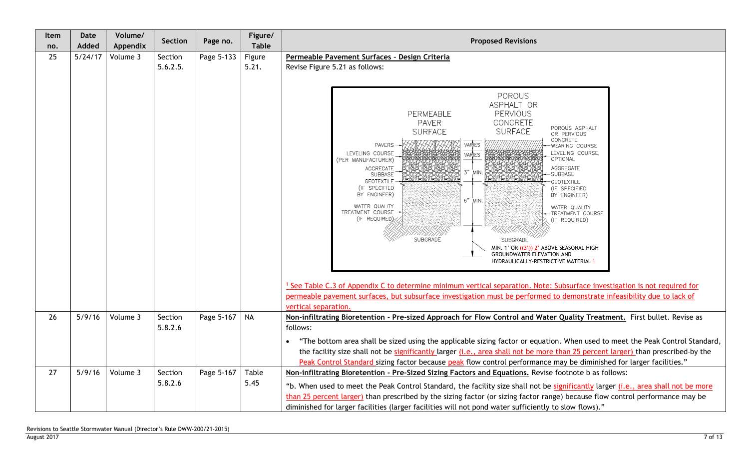| Item no. | Date Added | Volume/ Appendix | Section | Page no. | Figure/ Table | Proposed Revisions |
|---|---|---|---|---|---|---|
| 25 | 5/24/17 | Volume 3 | Section 5.6.2.5. | Page 5-133 | Figure 5.21. | **Permeable Pavement Surfaces – Design Criteria**<br>Revise Figure 5.21 as follows:<br>PERMEABLE PAVER SURFACE; POROUS ASPHALT OR PERVIOUS CONCRETE SURFACE; PAVERS; LEVELING COURSE (PER MANUFACTURER); AGGREGATE SUBBASE; GEOTEXTILE (IF SPECIFIED BY ENGINEER); WATER QUALITY TREATMENT COURSE (IF REQUIRED); SUBGRADE; VARIES; VARIES; 3" MIN.; 6" MIN.; POROUS ASPHALT OR PERVIOUS CONCRETE WEARING COURSE; LEVELING COURSE, OPTIONAL; AGGREGATE SUBBASE; GEOTEXTILE (IF SPECIFIED BY ENGINEER); WATER QUALITY TREATMENT COURSE (IF REQUIRED); SUBGRADE; MIN. 1' OR ((3')) 2' ABOVE SEASONAL HIGH GROUNDWATER ELEVATION AND HYDRAULICALLY-RESTRICTIVE MATERIAL [1]<br>[1] See Table C.3 of Appendix C to determine minimum vertical separation. Note: Subsurface investigation is not required for permeable pavement surfaces, but subsurface investigation must be performed to demonstrate infeasibility due to lack of vertical separation. |
| 26 | 5/9/16 | Volume 3 | Section 5.8.2.6 | Page 5-167 | NA | **Non-infiltrating Bioretention – Pre-sized Approach for Flow Control and Water Quality Treatment.** First bullet. Revise as follows:<br>• "The bottom area shall be sized using the applicable sizing factor or equation. When used to meet the Peak Control Standard, the facility size shall not be significantly larger (i.e., area shall not be more than 25 percent larger) than prescribed by the Peak Control Standard sizing factor because peak flow control performance may be diminished for larger facilities." |
| 27 | 5/9/16 | Volume 3 | Section 5.8.2.6 | Page 5-167 | Table 5.45 | **Non-infiltrating Bioretention – Pre-Sized Sizing Factors and Equations.** Revise footnote b as follows:<br>"b. When used to meet the Peak Control Standard, the facility size shall not be significantly larger (i.e., area shall not be more than 25 percent larger) than prescribed by the sizing factor (or sizing factor range) because flow control performance may be diminished for larger facilities (larger facilities will not pond water sufficiently to slow flows)." |

Revisions to Seattle Stormwater Manual (Director's Rule DWW-200/21-2015)
August 2017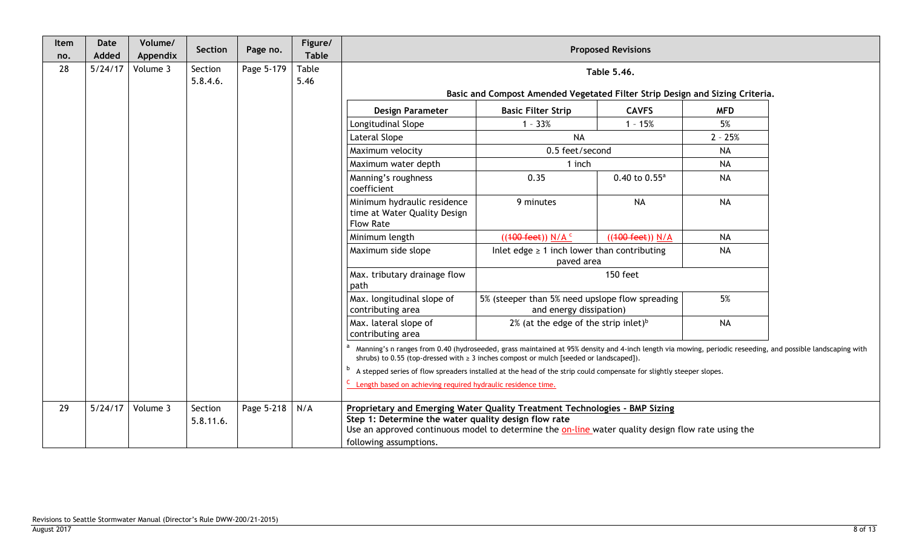| Item no. | Date Added | Volume/ Appendix | Section | Page no. | Figure/ Table | Proposed Revisions |
|---|---|---|---|---|---|---|
| 28 | 5/24/17 | Volume 3 | Section 5.8.4.6. | Page 5-179 | Table 5.46 | (see Table 5.46 below) |
| 29 | 5/24/17 | Volume 3 | Section 5.8.11.6. | Page 5-218 | N/A | (see text below) |

**Item 28 – Proposed Revisions:**

**Table 5.46.**

**Basic and Compost Amended Vegetated Filter Strip Design and Sizing Criteria.**

| Design Parameter | Basic Filter Strip | CAVFS | MFD |
|---|---|---|---|
| Longitudinal Slope | 1 – 33% | 1 – 15% | 5% |
| Lateral Slope | NA | | 2 – 25% |
| Maximum velocity | 0.5 feet/second | | NA |
| Maximum water depth | 1 inch | | NA |
| Manning's roughness coefficient | 0.35 | 0.40 to 0.55[a] | NA |
| Minimum hydraulic residence time at Water Quality Design Flow Rate | 9 minutes | NA | NA |
| Minimum length | ((~~100 feet~~)) N/A [c] | ((~~100 feet~~)) N/A | NA |
| Maximum side slope | Inlet edge ≥ 1 inch lower than contributing paved area | | NA |
| Max. tributary drainage flow path | 150 feet | | |
| Max. longitudinal slope of contributing area | 5% (steeper than 5% need upslope flow spreading and energy dissipation) | | 5% |
| Max. lateral slope of contributing area | 2% (at the edge of the strip inlet)[b] | | NA |

[a] Manning's n ranges from 0.40 (hydroseeded, grass maintained at 95% density and 4-inch length via mowing, periodic reseeding, and possible landscaping with shrubs) to 0.55 (top-dressed with ≥ 3 inches compost or mulch [seeded or landscaped]).

[b] A stepped series of flow spreaders installed at the head of the strip could compensate for slightly steeper slopes.

[c] Length based on achieving required hydraulic residence time.

**Item 29 – Proposed Revisions:**

**Proprietary and Emerging Water Quality Treatment Technologies - BMP Sizing**

**Step 1: Determine the water quality design flow rate**

Use an approved continuous model to determine the on-line water quality design flow rate using the following assumptions.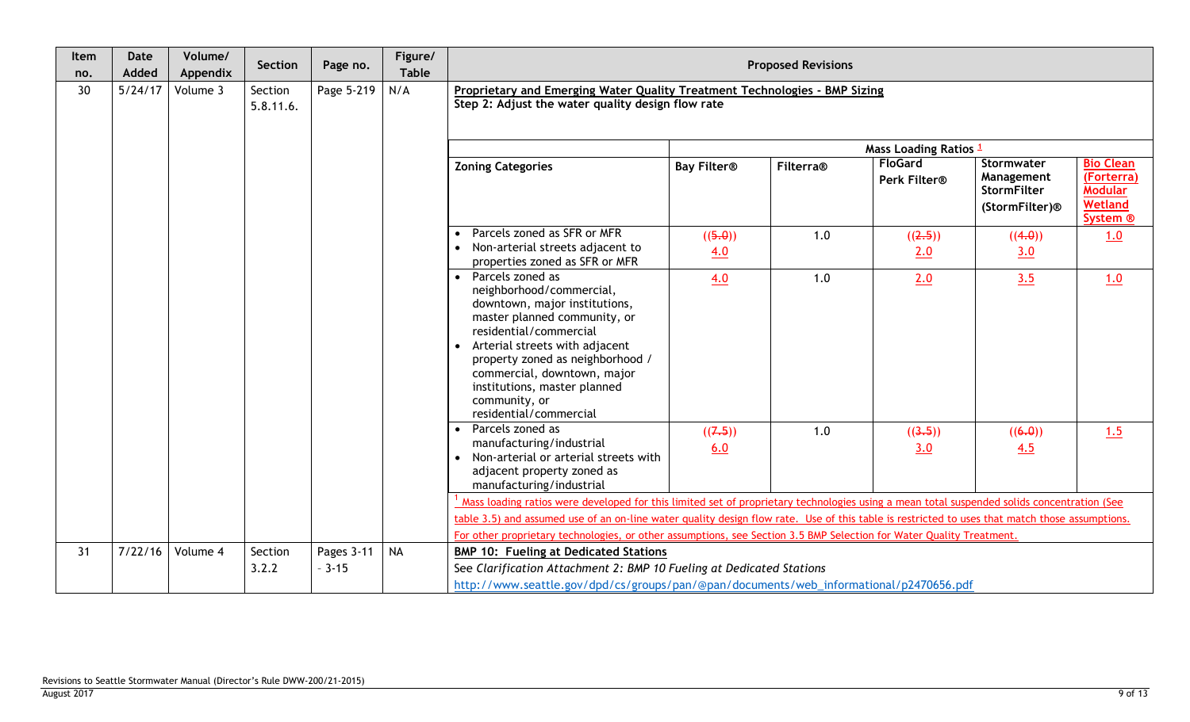| Item no. | Date Added | Volume/ Appendix | Section | Page no. | Figure/ Table | Proposed Revisions |
|---|---|---|---|---|---|---|
| 30 | 5/24/17 | Volume 3 | Section 5.8.11.6. | Page 5-219 | N/A | **Proprietary and Emerging Water Quality Treatment Technologies - BMP Sizing** **Step 2: Adjust the water quality design flow rate** (see table below) |
| 31 | 7/22/16 | Volume 4 | Section 3.2.2 | Pages 3-11 - 3-15 | NA | **BMP 10: Fueling at Dedicated Stations** See *Clarification Attachment 2: BMP 10 Fueling at Dedicated Stations* http://www.seattle.gov/dpd/cs/groups/pan/@pan/documents/web_informational/p2470656.pdf |

Item 30 table:

| | Mass Loading Ratios [1] | | | | |
|---|---|---|---|---|---|
| **Zoning Categories** | **Bay Filter®** | **Filterra®** | **FloGard Perk Filter®** | **Stormwater Management StormFilter (StormFilter)®** | **Bio Clean (Forterra) Modular Wetland System ®** |
| • Parcels zoned as SFR or MFR<br>• Non-arterial streets adjacent to properties zoned as SFR or MFR | ((~~5.0~~)) 4.0 | 1.0 | ((~~2.5~~)) 2.0 | ((~~4.0~~)) 3.0 | 1.0 |
| • Parcels zoned as neighborhood/commercial, downtown, major institutions, master planned community, or residential/commercial<br>• Arterial streets with adjacent property zoned as neighborhood / commercial, downtown, major institutions, master planned community, or residential/commercial | 4.0 | 1.0 | 2.0 | 3.5 | 1.0 |
| • Parcels zoned as manufacturing/industrial<br>• Non-arterial or arterial streets with adjacent property zoned as manufacturing/industrial | ((~~7.5~~)) 6.0 | 1.0 | ((~~3.5~~)) 3.0 | ((~~6.0~~)) 4.5 | 1.5 |

[1] Mass loading ratios were developed for this limited set of proprietary technologies using a mean total suspended solids concentration (See table 3.5) and assumed use of an on-line water quality design flow rate. Use of this table is restricted to uses that match those assumptions. For other proprietary technologies, or other assumptions, see Section 3.5 BMP Selection for Water Quality Treatment.

Revisions to Seattle Stormwater Manual (Director's Rule DWW-200/21-2015)
August 2017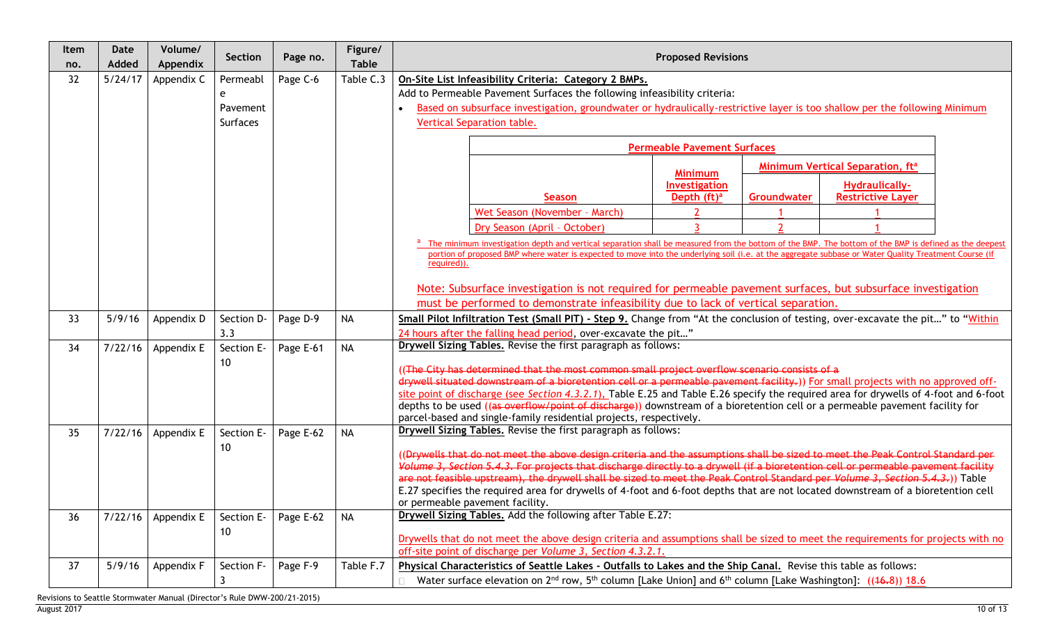| Item no. | Date Added | Volume/ Appendix | Section | Page no. | Figure/ Table | Proposed Revisions |
|---|---|---|---|---|---|---|
| 32 | 5/24/17 | Appendix C | Permeable Pavement Surfaces | Page C-6 | Table C.3 | **On-Site List Infeasibility Criteria: Category 2 BMPs.**<br>Add to Permeable Pavement Surfaces the following infeasibility criteria:<br>• Based on subsurface investigation, groundwater or hydraulically-restrictive layer is too shallow per the following Minimum Vertical Separation table.<br><br>**Permeable Pavement Surfaces**<br>Season / Minimum Investigation Depth (ft)[a] / Minimum Vertical Separation, ft[a]: Groundwater / Hydraulically-Restrictive Layer<br>Wet Season (November – March): 2 / 1 / 1<br>Dry Season (April – October): 3 / 2 / 1<br><br>[a] The minimum investigation depth and vertical separation shall be measured from the bottom of the BMP. The bottom of the BMP is defined as the deepest portion of proposed BMP where water is expected to move into the underlying soil (i.e. at the aggregate subbase or Water Quality Treatment Course (if required)).<br><br>Note: Subsurface investigation is not required for permeable pavement surfaces, but subsurface investigation must be performed to demonstrate infeasibility due to lack of vertical separation. |
| 33 | 5/9/16 | Appendix D | Section D-3.3 | Page D-9 | NA | **Small Pilot Infiltration Test (Small PIT) - Step 9.** Change from "At the conclusion of testing, over-excavate the pit…" to "Within 24 hours after the falling head period, over-excavate the pit…" |
| 34 | 7/22/16 | Appendix E | Section E-10 | Page E-61 | NA | **Drywell Sizing Tables.** Revise the first paragraph as follows:<br><br>~~((The City has determined that the most common small project overflow scenario consists of a drywell situated downstream of a bioretention cell or a permeable pavement facility.))~~ For small projects with no approved off-site point of discharge (see *Section 4.3.2.1*), Table E.25 and Table E.26 specify the required area for drywells of 4-foot and 6-foot depths to be used ~~((as overflow/point of discharge))~~ downstream of a bioretention cell or a permeable pavement facility for parcel-based and single-family residential projects, respectively. |
| 35 | 7/22/16 | Appendix E | Section E-10 | Page E-62 | NA | **Drywell Sizing Tables.** Revise the first paragraph as follows:<br><br>~~((Drywells that do not meet the above design criteria and the assumptions shall be sized to meet the Peak Control Standard per *Volume 3, Section 5.4.3*. For projects that discharge directly to a drywell (if a bioretention cell or permeable pavement facility are not feasible upstream), the drywell shall be sized to meet the Peak Control Standard per *Volume 3, Section 5.4.3*.))~~ Table E.27 specifies the required area for drywells of 4-foot and 6-foot depths that are not located downstream of a bioretention cell or permeable pavement facility. |
| 36 | 7/22/16 | Appendix E | Section E-10 | Page E-62 | NA | **Drywell Sizing Tables.** Add the following after Table E.27:<br><br>Drywells that do not meet the above design criteria and assumptions shall be sized to meet the requirements for projects with no off-site point of discharge per *Volume 3, Section 4.3.2.1*. |
| 37 | 5/9/16 | Appendix F | Section F-3 | Page F-9 | Table F.7 | **Physical Characteristics of Seattle Lakes - Outfalls to Lakes and the Ship Canal.** Revise this table as follows:<br>• Water surface elevation on 2nd row, 5th column [Lake Union] and 6th column [Lake Washington]: ((~~16.~~8)) 18.6 |

Revisions to Seattle Stormwater Manual (Director's Rule DWW-200/21-2015)
August 2017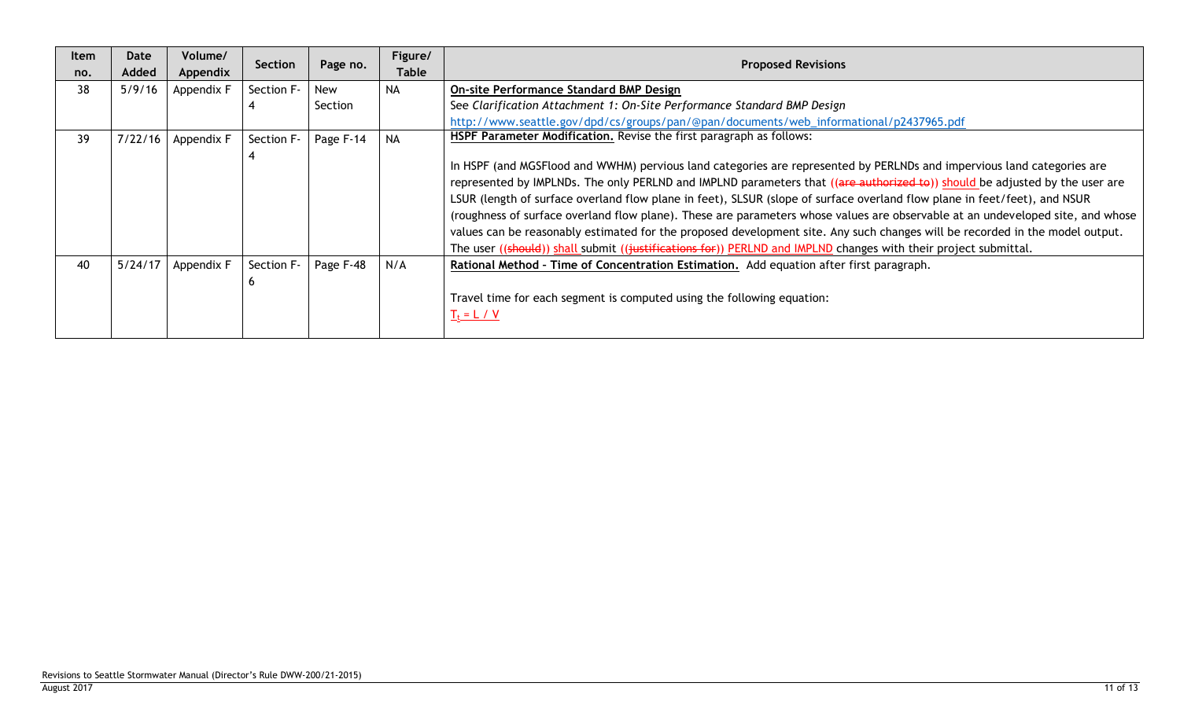| Item no. | Date Added | Volume/ Appendix | Section | Page no. | Figure/ Table | Proposed Revisions |
|---|---|---|---|---|---|---|
| 38 | 5/9/16 | Appendix F | Section F-4 | New Section | NA | **On-site Performance Standard BMP Design**<br>See *Clarification Attachment 1: On-Site Performance Standard BMP Design*<br>http://www.seattle.gov/dpd/cs/groups/pan/@pan/documents/web_informational/p2437965.pdf |
| 39 | 7/22/16 | Appendix F | Section F-4 | Page F-14 | NA | **HSPF Parameter Modification.** Revise the first paragraph as follows:<br><br>In HSPF (and MGSFlood and WWHM) pervious land categories are represented by PERLNDs and impervious land categories are represented by IMPLNDs. The only PERLND and IMPLND parameters that ((~~are authorized to~~)) should be adjusted by the user are LSUR (length of surface overland flow plane in feet), SLSUR (slope of surface overland flow plane in feet/feet), and NSUR (roughness of surface overland flow plane). These are parameters whose values are observable at an undeveloped site, and whose values can be reasonably estimated for the proposed development site. Any such changes will be recorded in the model output. The user ((~~should~~)) shall submit ((~~justifications for~~)) PERLND and IMPLND changes with their project submittal. |
| 40 | 5/24/17 | Appendix F | Section F-6 | Page F-48 | N/A | **Rational Method - Time of Concentration Estimation.** Add equation after first paragraph.<br><br>Travel time for each segment is computed using the following equation:<br>$T_t = L / V$ |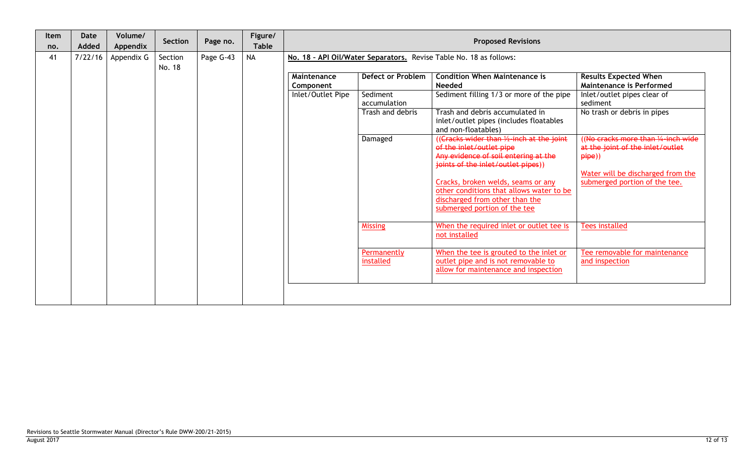| Item no. | Date Added | Volume/ Appendix | Section | Page no. | Figure/ Table | Proposed Revisions |
|---|---|---|---|---|---|---|
| 41 | 7/22/16 | Appendix G | Section No. 18 | Page G-43 | NA | **No. 18 – API Oil/Water Separators.** Revise Table No. 18 as follows: |

| Maintenance Component | Defect or Problem | Condition When Maintenance is Needed | Results Expected When Maintenance is Performed |
|---|---|---|---|
| Inlet/Outlet Pipe | Sediment accumulation | Sediment filling 1/3 or more of the pipe | Inlet/outlet pipes clear of sediment |
| | Trash and debris | Trash and debris accumulated in inlet/outlet pipes (includes floatables and non-floatables) | No trash or debris in pipes |
| | Damaged | ((~~Cracks wider than ½-inch at the joint of the inlet/outlet pipe~~ ~~Any evidence of soil entering at the joints of the inlet/outlet pipes~~)) <u>Cracks, broken welds, seams or any other conditions that allows water to be discharged from other than the submerged portion of the tee</u> | ((~~No cracks more than ¼-inch wide at the joint of the inlet/outlet pipe~~)) <u>Water will be discharged from the submerged portion of the tee.</u> |
| | <u>Missing</u> | <u>When the required inlet or outlet tee is not installed</u> | <u>Tees installed</u> |
| | <u>Permanently installed</u> | <u>When the tee is grouted to the inlet or outlet pipe and is not removable to allow for maintenance and inspection</u> | <u>Tee removable for maintenance and inspection</u> |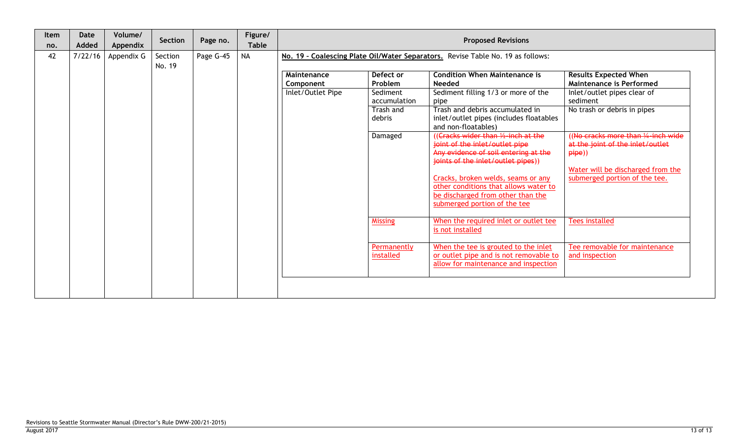| Item no. | Date Added | Volume/ Appendix | Section | Page no. | Figure/ Table | Proposed Revisions |
|---|---|---|---|---|---|---|
| 42 | 7/22/16 | Appendix G | Section No. 19 | Page G-45 | NA | **No. 19 – Coalescing Plate Oil/Water Separators.** Revise Table No. 19 as follows: |

| Maintenance Component | Defect or Problem | Condition When Maintenance is Needed | Results Expected When Maintenance is Performed |
|---|---|---|---|
| Inlet/Outlet Pipe | Sediment accumulation | Sediment filling 1/3 or more of the pipe | Inlet/outlet pipes clear of sediment |
| | Trash and debris | Trash and debris accumulated in inlet/outlet pipes (includes floatables and non-floatables) | No trash or debris in pipes |
| | Damaged | ((~~Cracks wider than ½-inch at the joint of the inlet/outlet pipe Any evidence of soil entering at the joints of the inlet/outlet pipes~~)) Cracks, broken welds, seams or any other conditions that allows water to be discharged from other than the submerged portion of the tee | ((~~No cracks more than ¼-inch wide at the joint of the inlet/outlet pipe~~)) Water will be discharged from the submerged portion of the tee. |
| | Missing | When the required inlet or outlet tee is not installed | Tees installed |
| | Permanently installed | When the tee is grouted to the inlet or outlet pipe and is not removable to allow for maintenance and inspection | Tee removable for maintenance and inspection |

Revisions to Seattle Stormwater Manual (Director's Rule DWW-200/21-2015)
August 2017